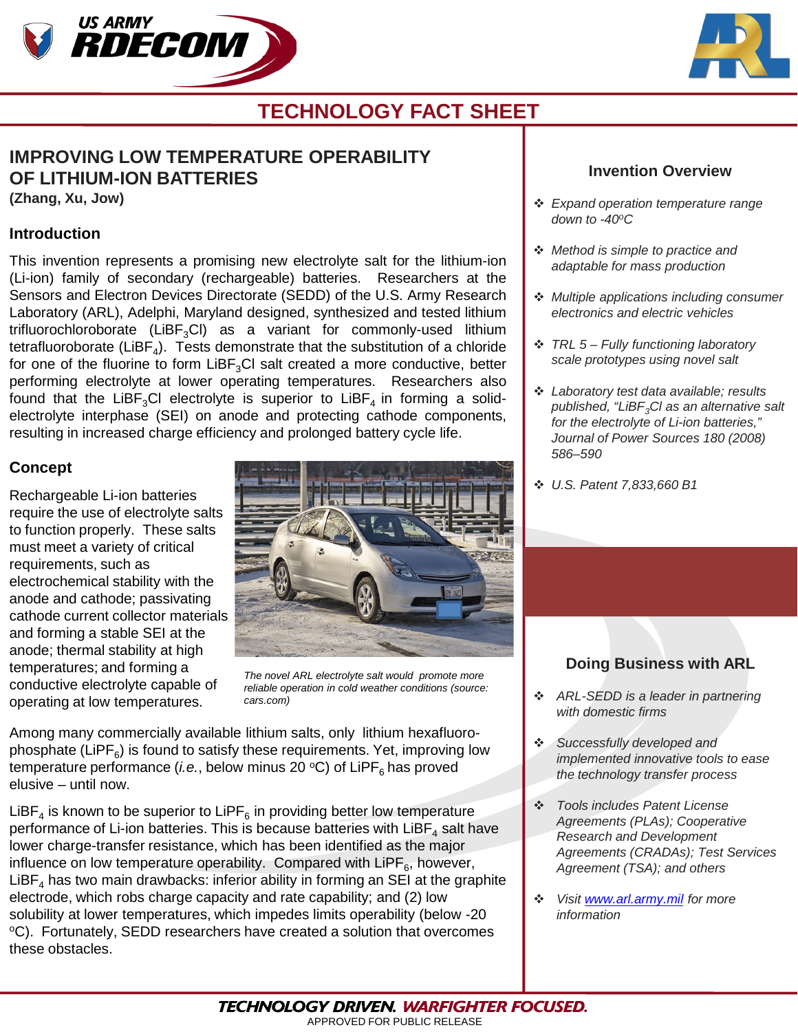# TECHNOLOGY FACT SHEET

## IMPROVING LOW TEMPERATURE OPERABILITY OF LITHIUM-ION BATTERIES

**(Zhang, Xu, Jow)**

### Introduction

This invention represents a promising new electrolyte salt for the lithium-ion (Li-ion) family of secondary (rechargeable) batteries. Researchers at the Sensors and Electron Devices Directorate (SEDD) of the U.S. Army Research Laboratory (ARL), Adelphi, Maryland designed, synthesized and tested lithium trifluorochloroborate ($LiBF_3Cl$) as a variant for commonly-used lithium tetrafluoroborate ($LiBF_4$). Tests demonstrate that the substitution of a chloride for one of the fluorine to form $LiBF_3Cl$ salt created a more conductive, better performing electrolyte at lower operating temperatures. Researchers also found that the $LiBF_3Cl$ electrolyte is superior to $LiBF_4$ in forming a solid-electrolyte interphase (SEI) on anode and protecting cathode components, resulting in increased charge efficiency and prolonged battery cycle life.

### Concept

Rechargeable Li-ion batteries require the use of electrolyte salts to function properly. These salts must meet a variety of critical requirements, such as electrochemical stability with the anode and cathode; passivating cathode current collector materials and forming a stable SEI at the anode; thermal stability at high temperatures; and forming a conductive electrolyte capable of operating at low temperatures.

*The novel ARL electrolyte salt would promote more reliable operation in cold weather conditions (source: cars.com)*

Among many commercially available lithium salts, only lithium hexafluoro-phosphate ($LiPF_6$) is found to satisfy these requirements. Yet, improving low temperature performance (*i.e.*, below minus 20 °C) of $LiPF_6$ has proved elusive – until now.

$LiBF_4$ is known to be superior to $LiPF_6$ in providing better low temperature performance of Li-ion batteries. This is because batteries with $LiBF_4$ salt have lower charge-transfer resistance, which has been identified as the major influence on low temperature operability. Compared with $LiPF_6$, however, $LiBF_4$ has two main drawbacks: inferior ability in forming an SEI at the graphite electrode, which robs charge capacity and rate capability; and (2) low solubility at lower temperatures, which impedes limits operability (below -20 °C). Fortunately, SEDD researchers have created a solution that overcomes these obstacles.

### Invention Overview

- *Expand operation temperature range down to -40°C*
- *Method is simple to practice and adaptable for mass production*
- *Multiple applications including consumer electronics and electric vehicles*
- *TRL 5 – Fully functioning laboratory scale prototypes using novel salt*
- *Laboratory test data available; results published, "$LiBF_3Cl$ as an alternative salt for the electrolyte of Li-ion batteries," Journal of Power Sources 180 (2008) 586–590*
- *U.S. Patent 7,833,660 B1*

### Doing Business with ARL

- *ARL-SEDD is a leader in partnering with domestic firms*
- *Successfully developed and implemented innovative tools to ease the technology transfer process*
- *Tools includes Patent License Agreements (PLAs); Cooperative Research and Development Agreements (CRADAs); Test Services Agreement (TSA); and others*
- *Visit [www.arl.army.mil](http://www.arl.army.mil) for more information*

**TECHNOLOGY DRIVEN. WARFIGHTER FOCUSED.**

APPROVED FOR PUBLIC RELEASE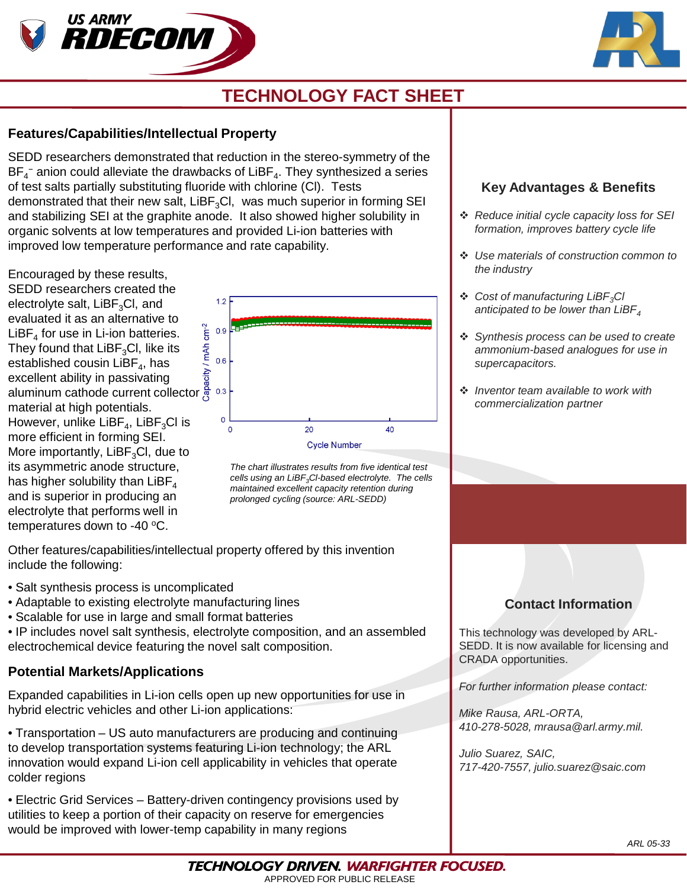# TECHNOLOGY FACT SHEET

## Features/Capabilities/Intellectual Property

SEDD researchers demonstrated that reduction in the stereo-symmetry of the $BF_4^-$ anion could alleviate the drawbacks of $LiBF_4$. They synthesized a series of test salts partially substituting fluoride with chlorine (Cl). Tests demonstrated that their new salt, $LiBF_3Cl$, was much superior in forming SEI and stabilizing SEI at the graphite anode. It also showed higher solubility in organic solvents at low temperatures and provided Li-ion batteries with improved low temperature performance and rate capability.

Encouraged by these results, SEDD researchers created the electrolyte salt, $LiBF_3Cl$, and evaluated it as an alternative to $LiBF_4$ for use in Li-ion batteries. They found that $LiBF_3Cl$, like its established cousin $LiBF_4$, has excellent ability in passivating aluminum cathode current collector material at high potentials. However, unlike $LiBF_4$, $LiBF_3Cl$ is more efficient in forming SEI. More importantly, $LiBF_3Cl$, due to its asymmetric anode structure, has higher solubility than $LiBF_4$ and is superior in producing an electrolyte that performs well in temperatures down to -40 °C.

1.2
0.9
0.6
0.3
0
Capacity / mAh cm$^{-2}$
0
20
40
Cycle Number

*The chart illustrates results from five identical test cells using an $LiBF_3Cl$-based electrolyte. The cells maintained excellent capacity retention during prolonged cycling (source: ARL-SEDD)*

Other features/capabilities/intellectual property offered by this invention include the following:

- Salt synthesis process is uncomplicated
- Adaptable to existing electrolyte manufacturing lines
- Scalable for use in large and small format batteries
- IP includes novel salt synthesis, electrolyte composition, and an assembled electrochemical device featuring the novel salt composition.

## Potential Markets/Applications

Expanded capabilities in Li-ion cells open up new opportunities for use in hybrid electric vehicles and other Li-ion applications:

- Transportation – US auto manufacturers are producing and continuing to develop transportation systems featuring Li-ion technology; the ARL innovation would expand Li-ion cell applicability in vehicles that operate colder regions
- Electric Grid Services – Battery-driven contingency provisions used by utilities to keep a portion of their capacity on reserve for emergencies would be improved with lower-temp capability in many regions

## Key Advantages & Benefits

- *Reduce initial cycle capacity loss for SEI formation, improves battery cycle life*
- *Use materials of construction common to the industry*
- *Cost of manufacturing $LiBF_3Cl$ anticipated to be lower than $LiBF_4$*
- *Synthesis process can be used to create ammonium-based analogues for use in supercapacitors.*
- *Inventor team available to work with commercialization partner*

## Contact Information

This technology was developed by ARL-SEDD. It is now available for licensing and CRADA opportunities.

*For further information please contact:*

*Mike Rausa, ARL-ORTA,*
*410-278-5028, mrausa@arl.army.mil.*

*Julio Suarez, SAIC,*
*717-420-7557, julio.suarez@saic.com*

*ARL 05-33*

**TECHNOLOGY DRIVEN. WARFIGHTER FOCUSED.**

APPROVED FOR PUBLIC RELEASE